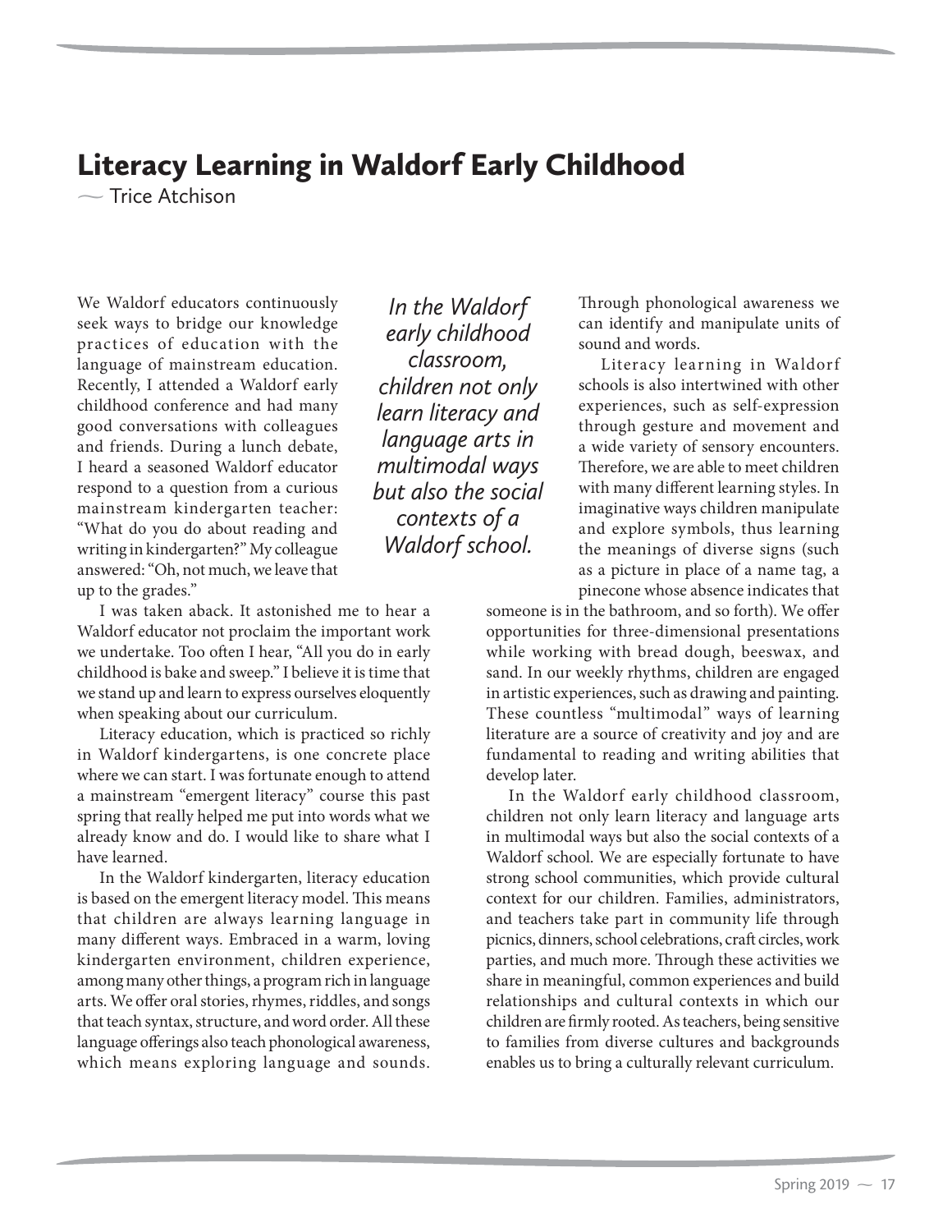# Literacy Learning in Waldorf Early Childhood

~ Trice Atchison

We Waldorf educators continuously seek ways to bridge our knowledge practices of education with the language of mainstream education. Recently, I attended a Waldorf early childhood conference and had many good conversations with colleagues and friends. During a lunch debate, I heard a seasoned Waldorf educator respond to a question from a curious mainstream kindergarten teacher: "What do you do about reading and writing in kindergarten?" My colleague answered: "Oh, not much, we leave that up to the grades."

I was taken aback. It astonished me to hear a Waldorf educator not proclaim the important work we undertake. Too often I hear, "All you do in early childhood is bake and sweep." I believe it is time that we stand up and learn to express ourselves eloquently when speaking about our curriculum.

Literacy education, which is practiced so richly in Waldorf kindergartens, is one concrete place where we can start. I was fortunate enough to attend a mainstream "emergent literacy" course this past spring that really helped me put into words what we already know and do. I would like to share what I have learned.

In the Waldorf kindergarten, literacy education is based on the emergent literacy model. This means that children are always learning language in many different ways. Embraced in a warm, loving kindergarten environment, children experience, among many other things, a program rich in language arts. We offer oral stories, rhymes, riddles, and songs that teach syntax, structure, and word order. All these language offerings also teach phonological awareness, which means exploring language and sounds. Through phonological awareness we can identify and manipulate units of sound and words.

*In the Waldorf early childhood classroom, children not only learn literacy and language arts in multimodal ways but also the social contexts of a Waldorf school.*

Literacy learning in Waldorf schools is also intertwined with other experiences, such as self-expression through gesture and movement and a wide variety of sensory encounters. Therefore, we are able to meet children with many different learning styles. In imaginative ways children manipulate and explore symbols, thus learning the meanings of diverse signs (such as a picture in place of a name tag, a pinecone whose absence indicates that someone is in the bathroom, and so forth). We offer opportunities for three-dimensional presentations while working with bread dough, beeswax, and sand. In our weekly rhythms, children are engaged in artistic experiences, such as drawing and painting. These countless "multimodal" ways of learning literature are a source of creativity and joy and are fundamental to reading and writing abilities that develop later.

In the Waldorf early childhood classroom, children not only learn literacy and language arts in multimodal ways but also the social contexts of a Waldorf school. We are especially fortunate to have strong school communities, which provide cultural context for our children. Families, administrators, and teachers take part in community life through picnics, dinners, school celebrations, craft circles, work parties, and much more. Through these activities we share in meaningful, common experiences and build relationships and cultural contexts in which our children are firmly rooted. As teachers, being sensitive to families from diverse cultures and backgrounds enables us to bring a culturally relevant curriculum.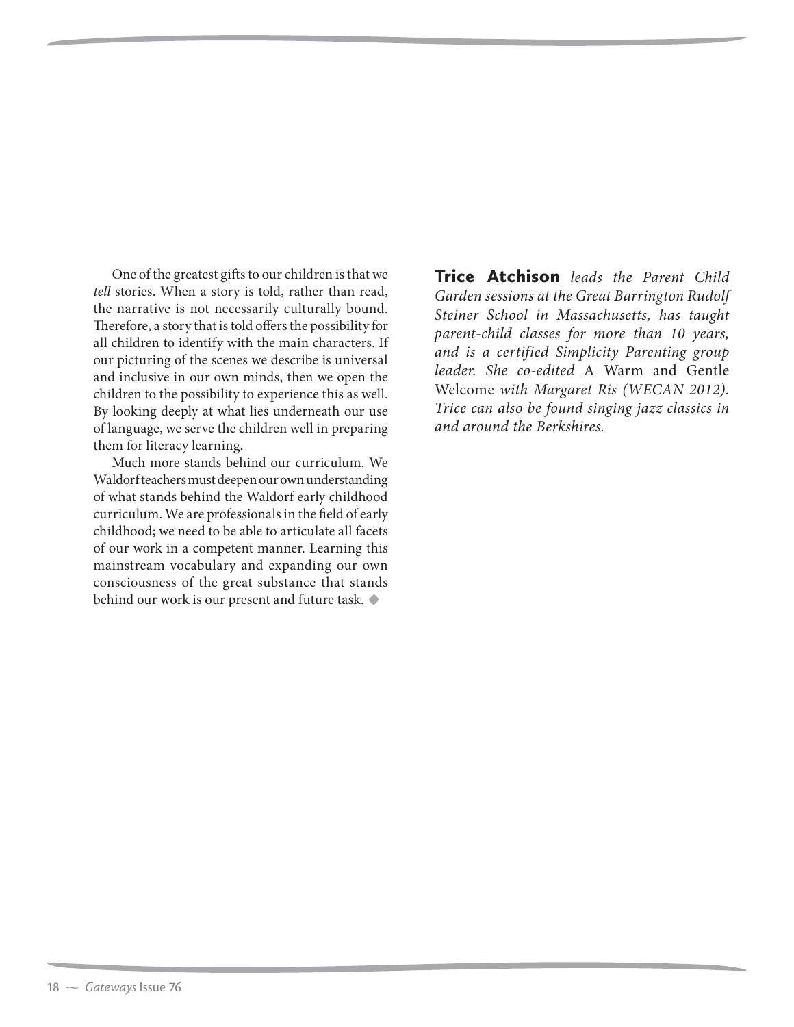One of the greatest gifts to our children is that we *tell* stories. When a story is told, rather than read, the narrative is not necessarily culturally bound. Therefore, a story that is told offers the possibility for all children to identify with the main characters. If our picturing of the scenes we describe is universal and inclusive in our own minds, then we open the children to the possibility to experience this as well. By looking deeply at what lies underneath our use of language, we serve the children well in preparing them for literacy learning.

Much more stands behind our curriculum. We Waldorf teachers must deepen our own understanding of what stands behind the Waldorf early childhood curriculum. We are professionals in the field of early childhood; we need to be able to articulate all facets of our work in a competent manner. Learning this mainstream vocabulary and expanding our own consciousness of the great substance that stands behind our work is our present and future task. ◆

**Trice Atchison** *leads the Parent Child Garden sessions at the Great Barrington Rudolf Steiner School in Massachusetts, has taught parent-child classes for more than 10 years, and is a certified Simplicity Parenting group leader. She co-edited* A Warm and Gentle Welcome *with Margaret Ris (WECAN 2012). Trice can also be found singing jazz classics in and around the Berkshires.*